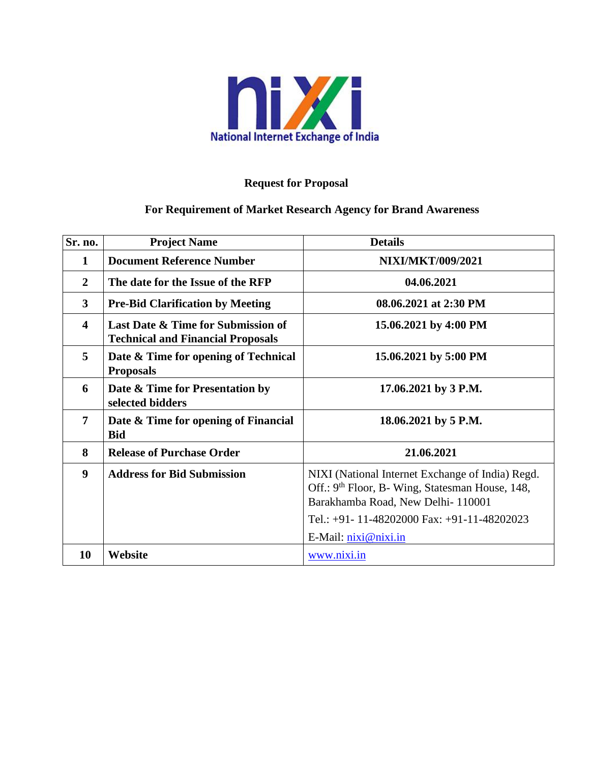# Request for Proposal

## For Requirement of Market Research Agency for Brand Awareness

| Sr. no. | Project Name | Details |
|---|---|---|
| **1** | **Document Reference Number** | **NIXI/MKT/009/2021** |
| **2** | **The date for the Issue of the RFP** | **04.06.2021** |
| **3** | **Pre-Bid Clarification by Meeting** | **08.06.2021 at 2:30 PM** |
| **4** | **Last Date & Time for Submission of Technical and Financial Proposals** | **15.06.2021 by 4:00 PM** |
| **5** | **Date & Time for opening of Technical Proposals** | **15.06.2021 by 5:00 PM** |
| **6** | **Date & Time for Presentation by selected bidders** | **17.06.2021 by 3 P.M.** |
| **7** | **Date & Time for opening of Financial Bid** | **18.06.2021 by 5 P.M.** |
| **8** | **Release of Purchase Order** | **21.06.2021** |
| **9** | **Address for Bid Submission** | NIXI (National Internet Exchange of India) Regd. Off.: 9th Floor, B- Wing, Statesman House, 148, Barakhamba Road, New Delhi- 110001<br>Tel.: +91- 11-48202000 Fax: +91-11-48202023<br>E-Mail: nixi@nixi.in |
| **10** | **Website** | www.nixi.in |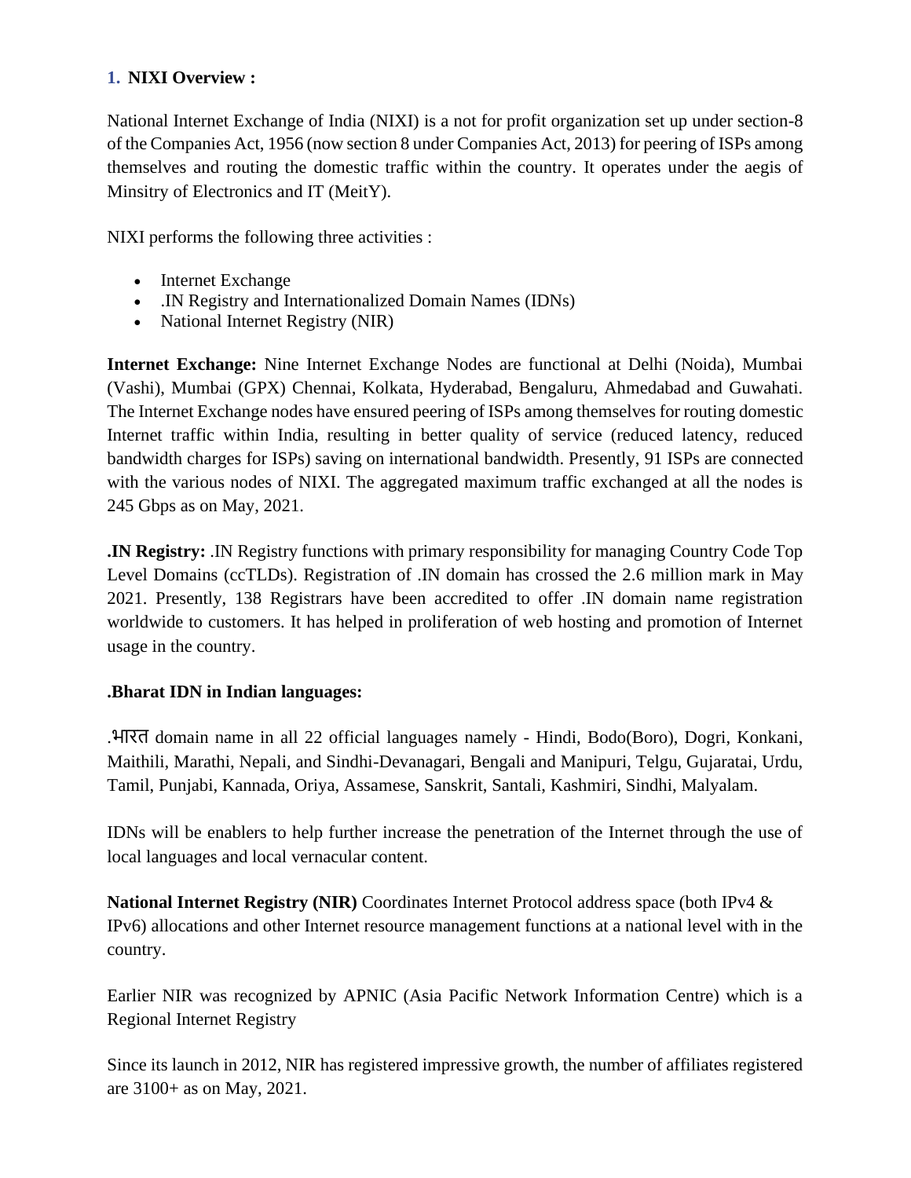## 1. NIXI Overview :

National Internet Exchange of India (NIXI) is a not for profit organization set up under section-8 of the Companies Act, 1956 (now section 8 under Companies Act, 2013) for peering of ISPs among themselves and routing the domestic traffic within the country. It operates under the aegis of Minsitry of Electronics and IT (MeitY).

NIXI performs the following three activities :

- Internet Exchange
- .IN Registry and Internationalized Domain Names (IDNs)
- National Internet Registry (NIR)

**Internet Exchange:** Nine Internet Exchange Nodes are functional at Delhi (Noida), Mumbai (Vashi), Mumbai (GPX) Chennai, Kolkata, Hyderabad, Bengaluru, Ahmedabad and Guwahati. The Internet Exchange nodes have ensured peering of ISPs among themselves for routing domestic Internet traffic within India, resulting in better quality of service (reduced latency, reduced bandwidth charges for ISPs) saving on international bandwidth. Presently, 91 ISPs are connected with the various nodes of NIXI. The aggregated maximum traffic exchanged at all the nodes is 245 Gbps as on May, 2021.

**.IN Registry:** .IN Registry functions with primary responsibility for managing Country Code Top Level Domains (ccTLDs). Registration of .IN domain has crossed the 2.6 million mark in May 2021. Presently, 138 Registrars have been accredited to offer .IN domain name registration worldwide to customers. It has helped in proliferation of web hosting and promotion of Internet usage in the country.

**.Bharat IDN in Indian languages:**

.भारत domain name in all 22 official languages namely - Hindi, Bodo(Boro), Dogri, Konkani, Maithili, Marathi, Nepali, and Sindhi-Devanagari, Bengali and Manipuri, Telgu, Gujaratai, Urdu, Tamil, Punjabi, Kannada, Oriya, Assamese, Sanskrit, Santali, Kashmiri, Sindhi, Malyalam.

IDNs will be enablers to help further increase the penetration of the Internet through the use of local languages and local vernacular content.

**National Internet Registry (NIR)** Coordinates Internet Protocol address space (both IPv4 & IPv6) allocations and other Internet resource management functions at a national level with in the country.

Earlier NIR was recognized by APNIC (Asia Pacific Network Information Centre) which is a Regional Internet Registry

Since its launch in 2012, NIR has registered impressive growth, the number of affiliates registered are 3100+ as on May, 2021.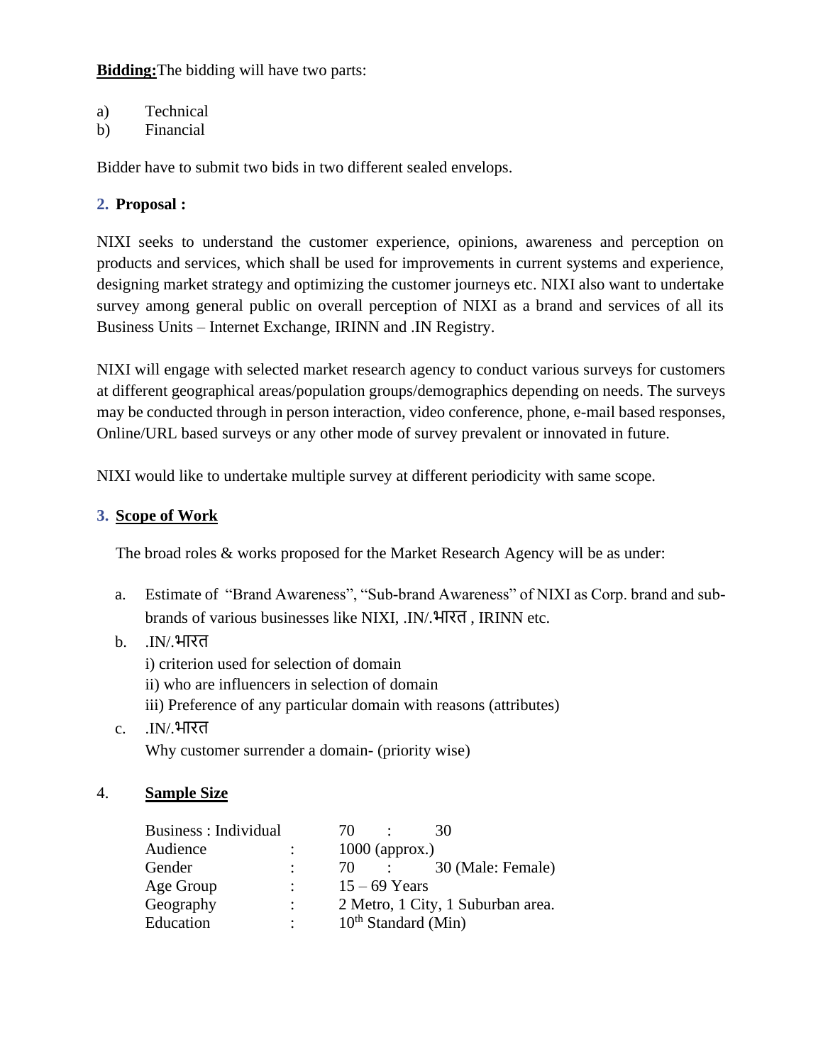**Bidding:**The bidding will have two parts:

a) Technical
b) Financial

Bidder have to submit two bids in two different sealed envelops.

## 2. Proposal :

NIXI seeks to understand the customer experience, opinions, awareness and perception on products and services, which shall be used for improvements in current systems and experience, designing market strategy and optimizing the customer journeys etc. NIXI also want to undertake survey among general public on overall perception of NIXI as a brand and services of all its Business Units – Internet Exchange, IRINN and .IN Registry.

NIXI will engage with selected market research agency to conduct various surveys for customers at different geographical areas/population groups/demographics depending on needs. The surveys may be conducted through in person interaction, video conference, phone, e-mail based responses, Online/URL based surveys or any other mode of survey prevalent or innovated in future.

NIXI would like to undertake multiple survey at different periodicity with same scope.

## 3. Scope of Work

The broad roles & works proposed for the Market Research Agency will be as under:

a. Estimate of "Brand Awareness", "Sub-brand Awareness" of NIXI as Corp. brand and sub-brands of various businesses like NIXI, .IN/.भारत , IRINN etc.

b. .IN/.भारत
   i) criterion used for selection of domain
   ii) who are influencers in selection of domain
   iii) Preference of any particular domain with reasons (attributes)

c. .IN/.भारत
   Why customer surrender a domain- (priority wise)

## 4. Sample Size

| | | |
|---|---|---|
| Business : Individual | | 70 : 30 |
| Audience | : | 1000 (approx.) |
| Gender | : | 70 : 30 (Male: Female) |
| Age Group | : | 15 – 69 Years |
| Geography | : | 2 Metro, 1 City, 1 Suburban area. |
| Education | : | 10th Standard (Min) |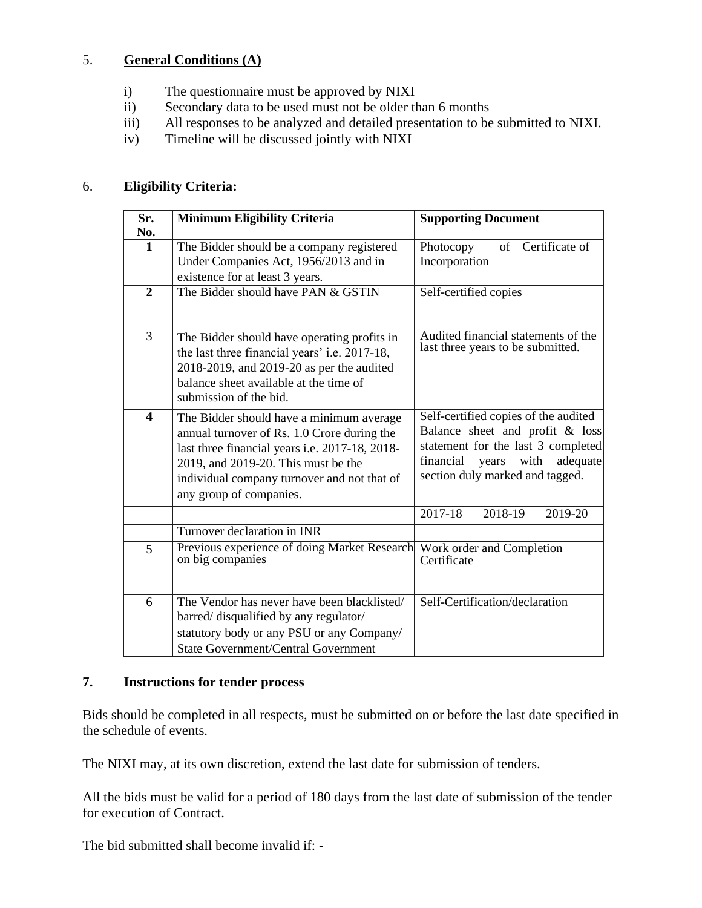5. **General Conditions (A)**

i) The questionnaire must be approved by NIXI
ii) Secondary data to be used must not be older than 6 months
iii) All responses to be analyzed and detailed presentation to be submitted to NIXI.
iv) Timeline will be discussed jointly with NIXI

6. **Eligibility Criteria:**

| Sr. No. | Minimum Eligibility Criteria | Supporting Document | | |
|---|---|---|---|---|
| **1** | The Bidder should be a company registered Under Companies Act, 1956/2013 and in existence for at least 3 years. | Photocopy of Certificate of Incorporation | | |
| **2** | The Bidder should have PAN & GSTIN | Self-certified copies | | |
| 3 | The Bidder should have operating profits in the last three financial years' i.e. 2017-18, 2018-2019, and 2019-20 as per the audited balance sheet available at the time of submission of the bid. | Audited financial statements of the last three years to be submitted. | | |
| **4** | The Bidder should have a minimum average annual turnover of Rs. 1.0 Crore during the last three financial years i.e. 2017-18, 2018-2019, and 2019-20. This must be the individual company turnover and not that of any group of companies. | Self-certified copies of the audited Balance sheet and profit & loss statement for the last 3 completed financial years with adequate section duly marked and tagged. | | |
| | | 2017-18 | 2018-19 | 2019-20 |
| | Turnover declaration in INR | | | |
| 5 | Previous experience of doing Market Research on big companies | Work order and Completion Certificate | | |
| 6 | The Vendor has never have been blacklisted/ barred/ disqualified by any regulator/ statutory body or any PSU or any Company/ State Government/Central Government | Self-Certification/declaration | | |

**7. Instructions for tender process**

Bids should be completed in all respects, must be submitted on or before the last date specified in the schedule of events.

The NIXI may, at its own discretion, extend the last date for submission of tenders.

All the bids must be valid for a period of 180 days from the last date of submission of the tender for execution of Contract.

The bid submitted shall become invalid if: -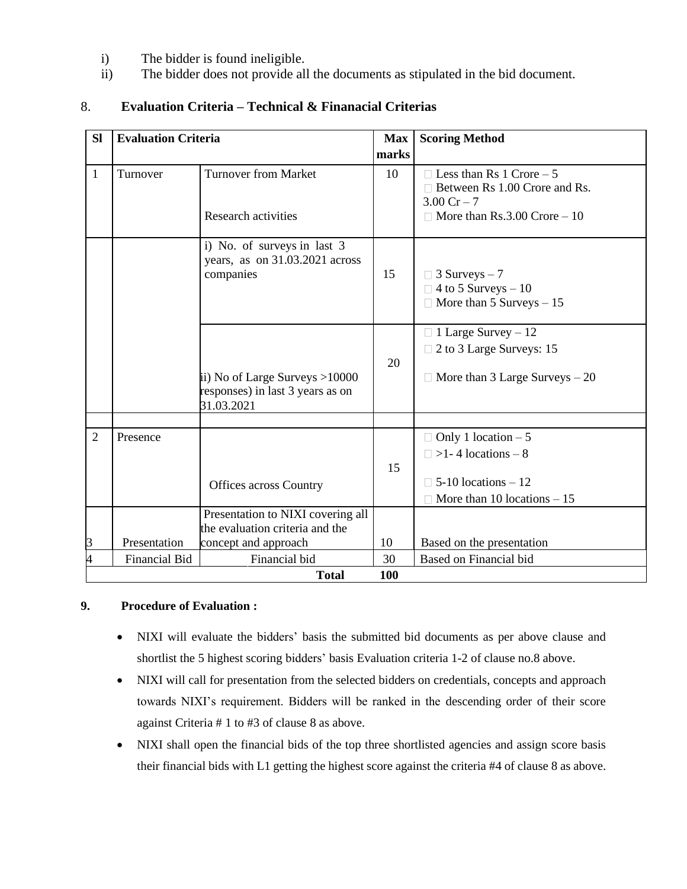i) The bidder is found ineligible.
ii) The bidder does not provide all the documents as stipulated in the bid document.

## 8. Evaluation Criteria – Technical & Finanacial Criterias

| Sl | Evaluation Criteria | | Max marks | Scoring Method |
|---|---|---|---|---|
| 1 | Turnover | Turnover from Market<br><br>Research activities | 10 | Less than Rs 1 Crore – 5<br>Between Rs 1.00 Crore and Rs. 3.00 Cr – 7<br>More than Rs.3.00 Crore – 10 |
| | | i) No. of surveys in last 3 years, as on 31.03.2021 across companies | 15 | 3 Surveys – 7<br>4 to 5 Surveys – 10<br>More than 5 Surveys – 15 |
| | | ii) No of Large Surveys >10000 responses) in last 3 years as on 31.03.2021 | 20 | 1 Large Survey – 12<br>2 to 3 Large Surveys: 15<br>More than 3 Large Surveys – 20 |
| | | | | |
| 2 | Presence | Offices across Country | 15 | Only 1 location – 5<br>>1- 4 locations – 8<br>5-10 locations – 12<br>More than 10 locations – 15 |
| 3 | Presentation | Presentation to NIXI covering all the evaluation criteria and the concept and approach | 10 | Based on the presentation |
| 4 | Financial Bid | Financial bid | 30 | Based on Financial bid |
| | | **Total** | **100** | |

**9. Procedure of Evaluation :**

- NIXI will evaluate the bidders' basis the submitted bid documents as per above clause and shortlist the 5 highest scoring bidders' basis Evaluation criteria 1-2 of clause no.8 above.
- NIXI will call for presentation from the selected bidders on credentials, concepts and approach towards NIXI's requirement. Bidders will be ranked in the descending order of their score against Criteria # 1 to #3 of clause 8 as above.
- NIXI shall open the financial bids of the top three shortlisted agencies and assign score basis their financial bids with L1 getting the highest score against the criteria #4 of clause 8 as above.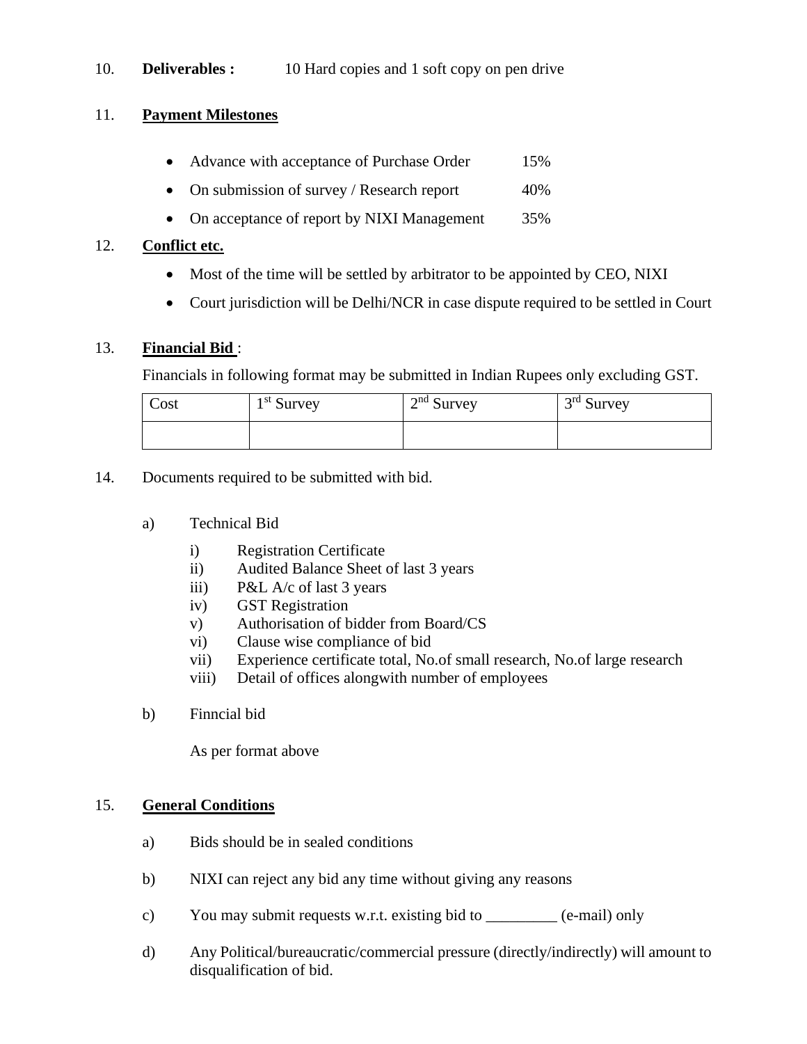10. **Deliverables :** 10 Hard copies and 1 soft copy on pen drive

11. **Payment Milestones**

- Advance with acceptance of Purchase Order 15%
- On submission of survey / Research report 40%
- On acceptance of report by NIXI Management 35%

12. **Conflict etc.**

- Most of the time will be settled by arbitrator to be appointed by CEO, NIXI
- Court jurisdiction will be Delhi/NCR in case dispute required to be settled in Court

13. **Financial Bid** :

Financials in following format may be submitted in Indian Rupees only excluding GST.

| Cost | 1st Survey | 2nd Survey | 3rd Survey |
|---|---|---|---|
| | | | |

14. Documents required to be submitted with bid.

a) Technical Bid

   i) Registration Certificate
   ii) Audited Balance Sheet of last 3 years
   iii) P&L A/c of last 3 years
   iv) GST Registration
   v) Authorisation of bidder from Board/CS
   vi) Clause wise compliance of bid
   vii) Experience certificate total, No.of small research, No.of large research
   viii) Detail of offices alongwith number of employees

b) Finncial bid

   As per format above

15. **General Conditions**

a) Bids should be in sealed conditions

b) NIXI can reject any bid any time without giving any reasons

c) You may submit requests w.r.t. existing bid to _________ (e-mail) only

d) Any Political/bureaucratic/commercial pressure (directly/indirectly) will amount to disqualification of bid.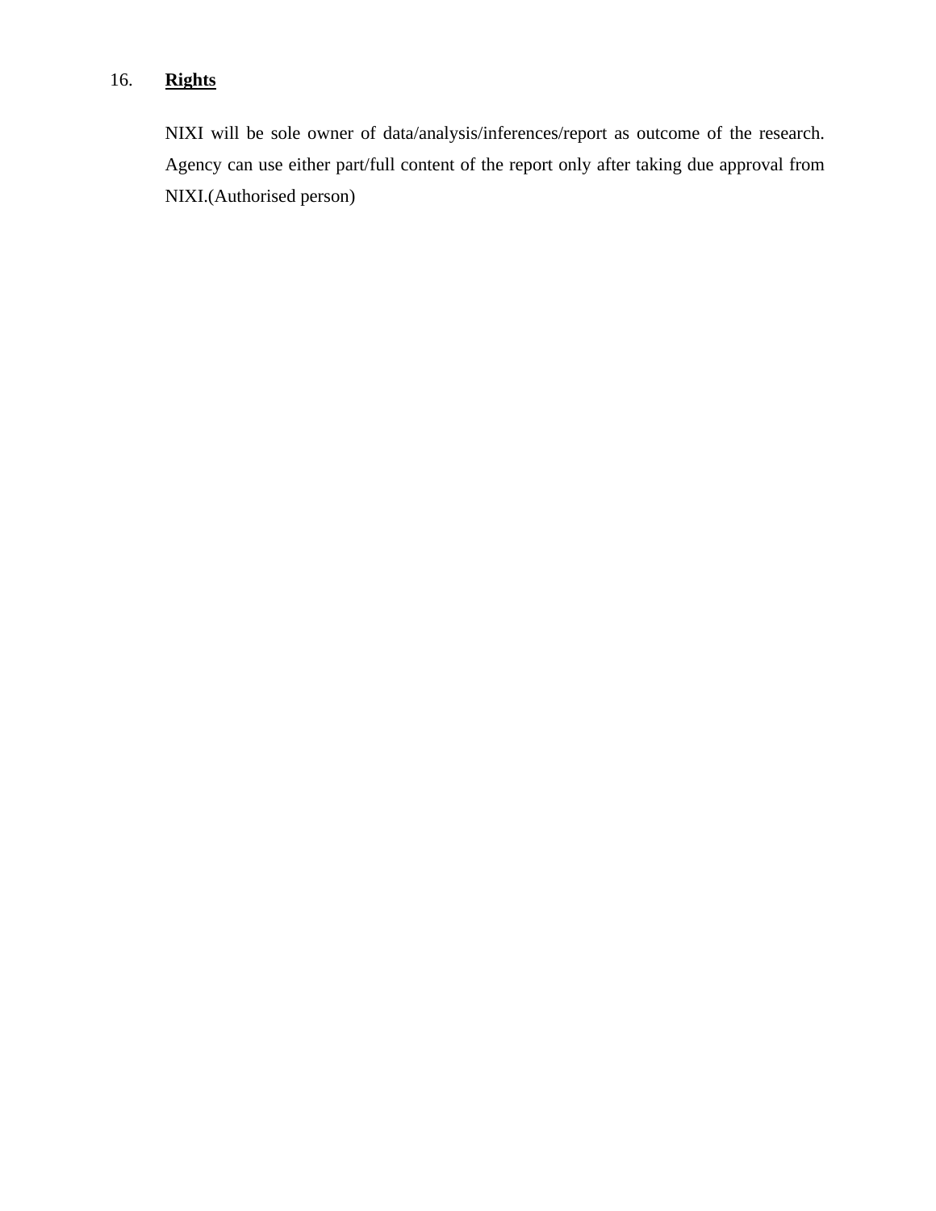16. **<u>Rights</u>**

NIXI will be sole owner of data/analysis/inferences/report as outcome of the research. Agency can use either part/full content of the report only after taking due approval from NIXI.(Authorised person)